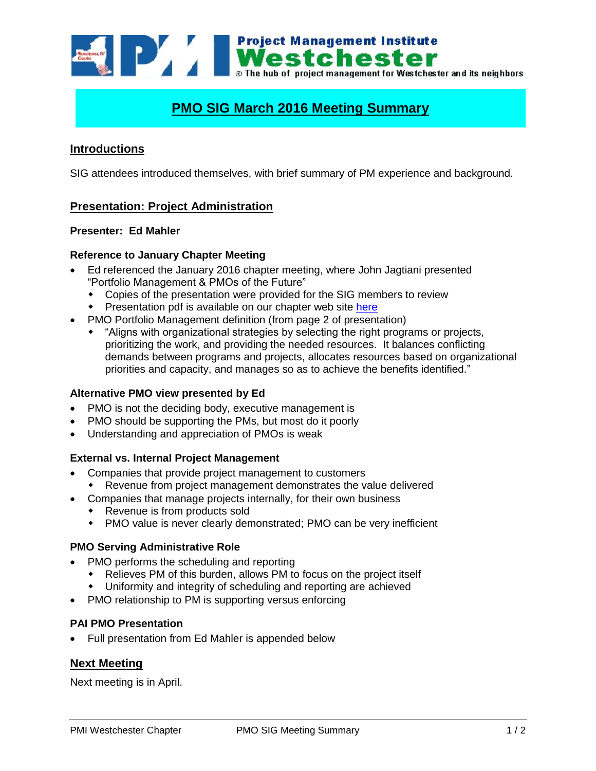# PMO SIG March 2016 Meeting Summary

## Introductions

SIG attendees introduced themselves, with brief summary of PM experience and background.

## Presentation: Project Administration

**Presenter: Ed Mahler**

**Reference to January Chapter Meeting**

- Ed referenced the January 2016 chapter meeting, where John Jagtiani presented "Portfolio Management & PMOs of the Future"
  - Copies of the presentation were provided for the SIG members to review
  - Presentation pdf is available on our chapter web site here
- PMO Portfolio Management definition (from page 2 of presentation)
  - "Aligns with organizational strategies by selecting the right programs or projects, prioritizing the work, and providing the needed resources. It balances conflicting demands between programs and projects, allocates resources based on organizational priorities and capacity, and manages so as to achieve the benefits identified."

**Alternative PMO view presented by Ed**

- PMO is not the deciding body, executive management is
- PMO should be supporting the PMs, but most do it poorly
- Understanding and appreciation of PMOs is weak

**External vs. Internal Project Management**

- Companies that provide project management to customers
  - Revenue from project management demonstrates the value delivered
- Companies that manage projects internally, for their own business
  - Revenue is from products sold
  - PMO value is never clearly demonstrated; PMO can be very inefficient

**PMO Serving Administrative Role**

- PMO performs the scheduling and reporting
  - Relieves PM of this burden, allows PM to focus on the project itself
  - Uniformity and integrity of scheduling and reporting are achieved
- PMO relationship to PM is supporting versus enforcing

**PAI PMO Presentation**

- Full presentation from Ed Mahler is appended below

## Next Meeting

Next meeting is in April.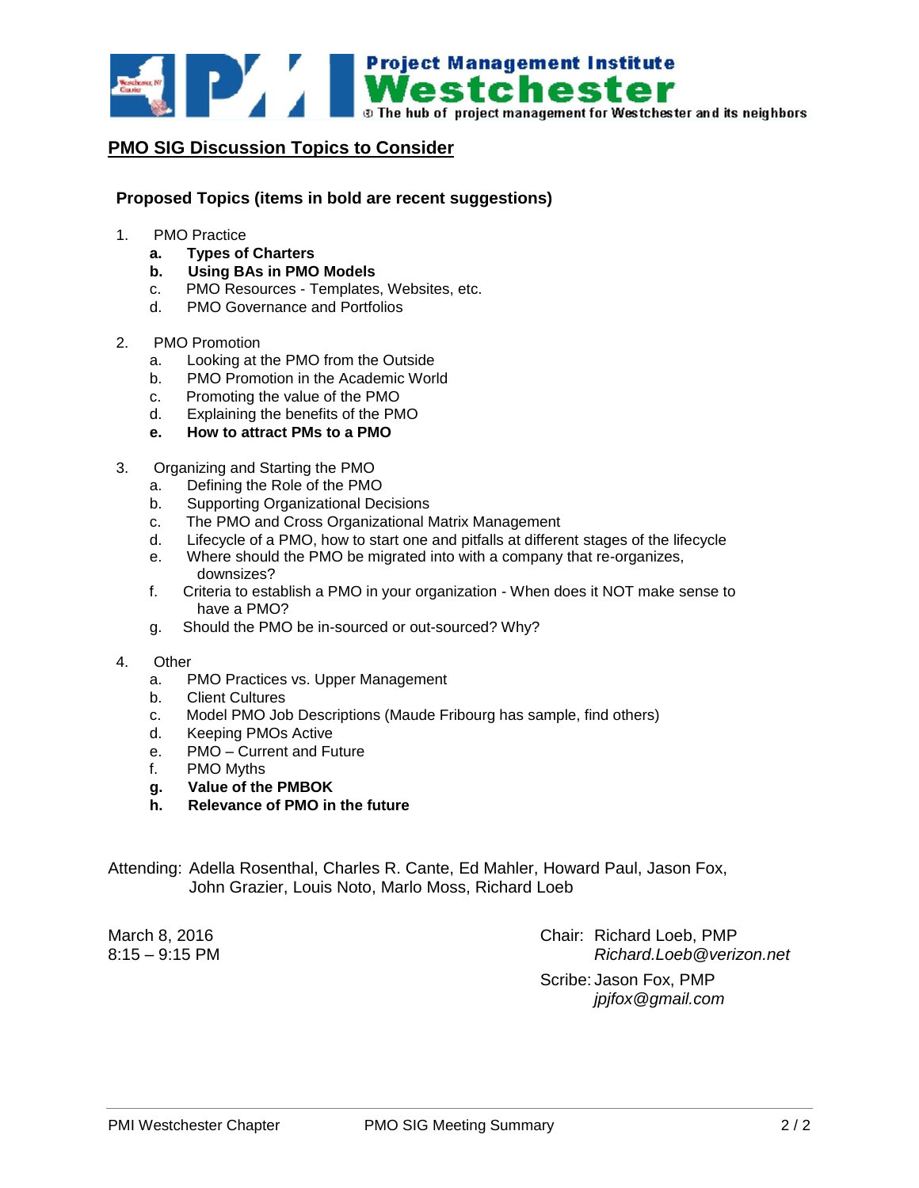## PMO SIG Discussion Topics to Consider

### Proposed Topics (items in bold are recent suggestions)

1. PMO Practice
   - a. **Types of Charters**
   - b. **Using BAs in PMO Models**
   - c. PMO Resources - Templates, Websites, etc.
   - d. PMO Governance and Portfolios

2. PMO Promotion
   - a. Looking at the PMO from the Outside
   - b. PMO Promotion in the Academic World
   - c. Promoting the value of the PMO
   - d. Explaining the benefits of the PMO
   - e. **How to attract PMs to a PMO**

3. Organizing and Starting the PMO
   - a. Defining the Role of the PMO
   - b. Supporting Organizational Decisions
   - c. The PMO and Cross Organizational Matrix Management
   - d. Lifecycle of a PMO, how to start one and pitfalls at different stages of the lifecycle
   - e. Where should the PMO be migrated into with a company that re-organizes, downsizes?
   - f. Criteria to establish a PMO in your organization - When does it NOT make sense to have a PMO?
   - g. Should the PMO be in-sourced or out-sourced? Why?

4. Other
   - a. PMO Practices vs. Upper Management
   - b. Client Cultures
   - c. Model PMO Job Descriptions (Maude Fribourg has sample, find others)
   - d. Keeping PMOs Active
   - e. PMO – Current and Future
   - f. PMO Myths
   - g. **Value of the PMBOK**
   - h. **Relevance of PMO in the future**

Attending: Adella Rosenthal, Charles R. Cante, Ed Mahler, Howard Paul, Jason Fox, John Grazier, Louis Noto, Marlo Moss, Richard Loeb

March 8, 2016
8:15 – 9:15 PM

Chair: Richard Loeb, PMP
*Richard.Loeb@verizon.net*

Scribe: Jason Fox, PMP
*jpjfox@gmail.com*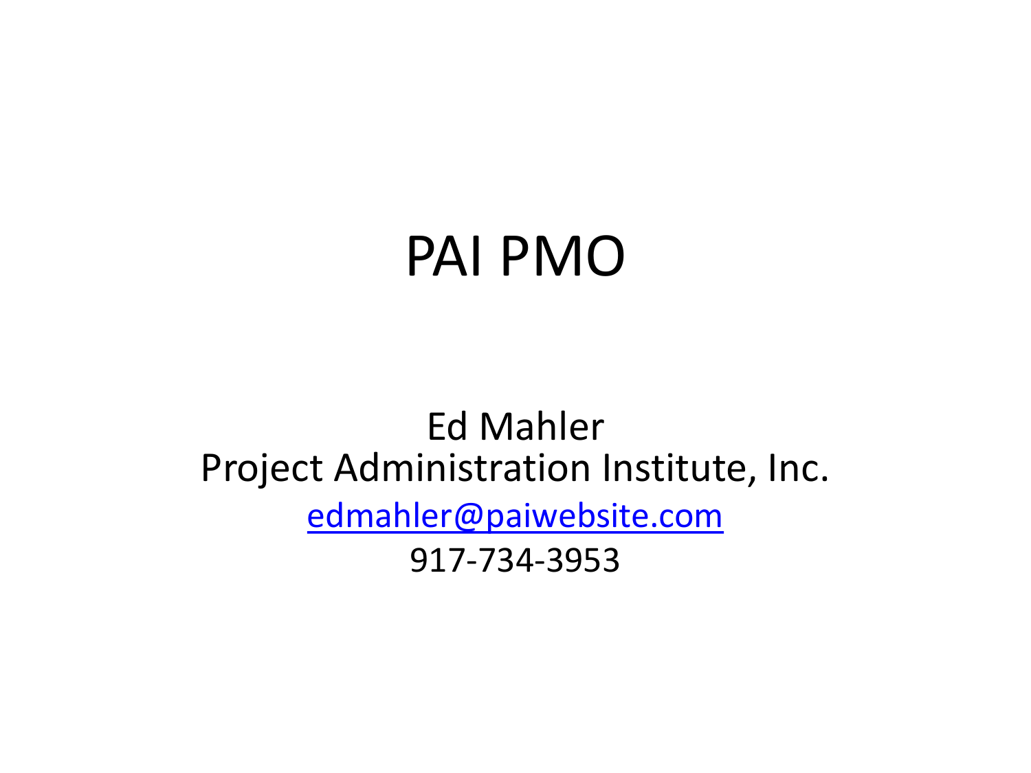# PAI PMO

Ed Mahler
Project Administration Institute, Inc.
edmahler@paiwebsite.com
917-734-3953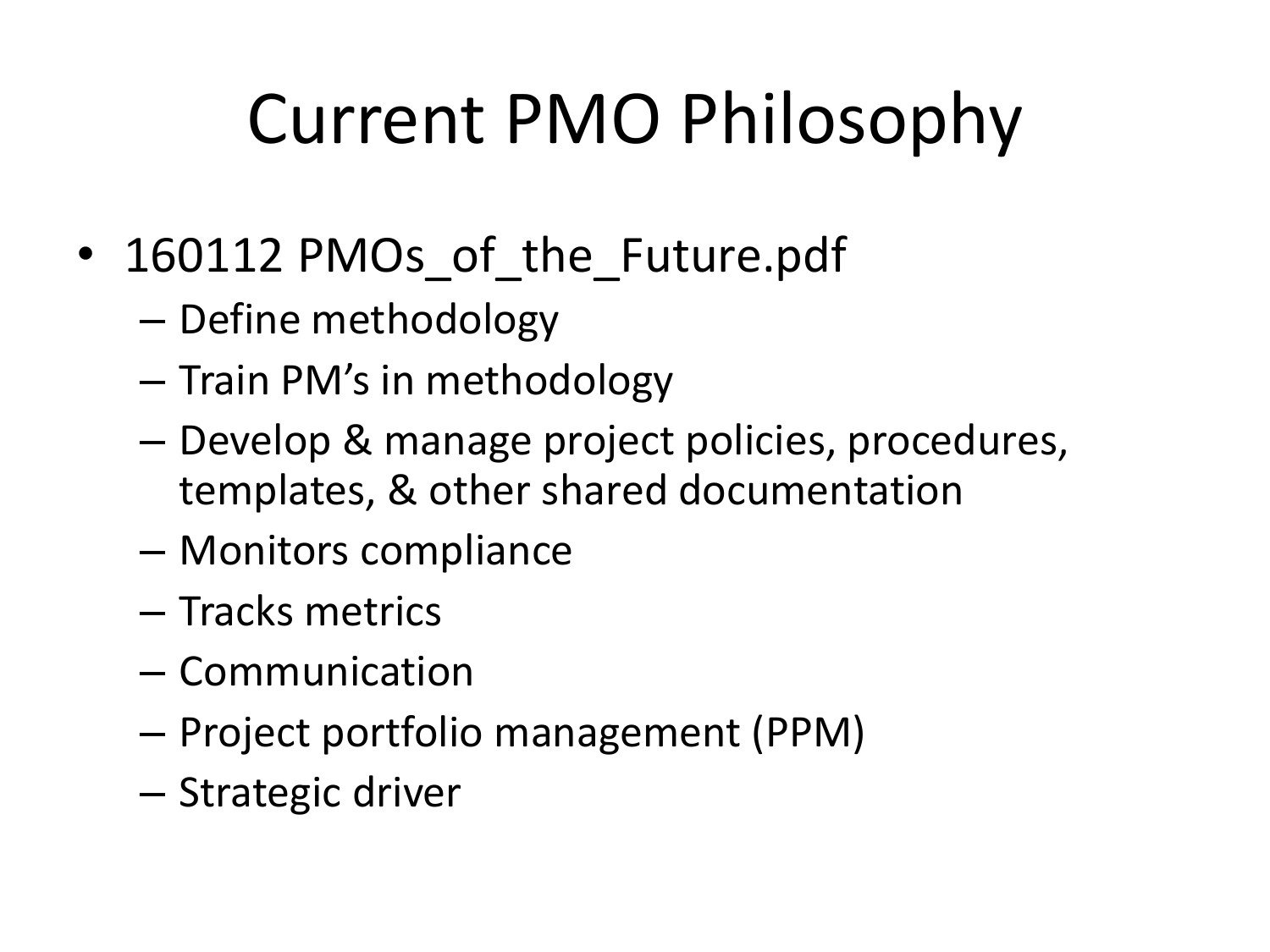# Current PMO Philosophy

- 160112 PMOs_of_the_Future.pdf
  - Define methodology
  - Train PM's in methodology
  - Develop & manage project policies, procedures, templates, & other shared documentation
  - Monitors compliance
  - Tracks metrics
  - Communication
  - Project portfolio management (PPM)
  - Strategic driver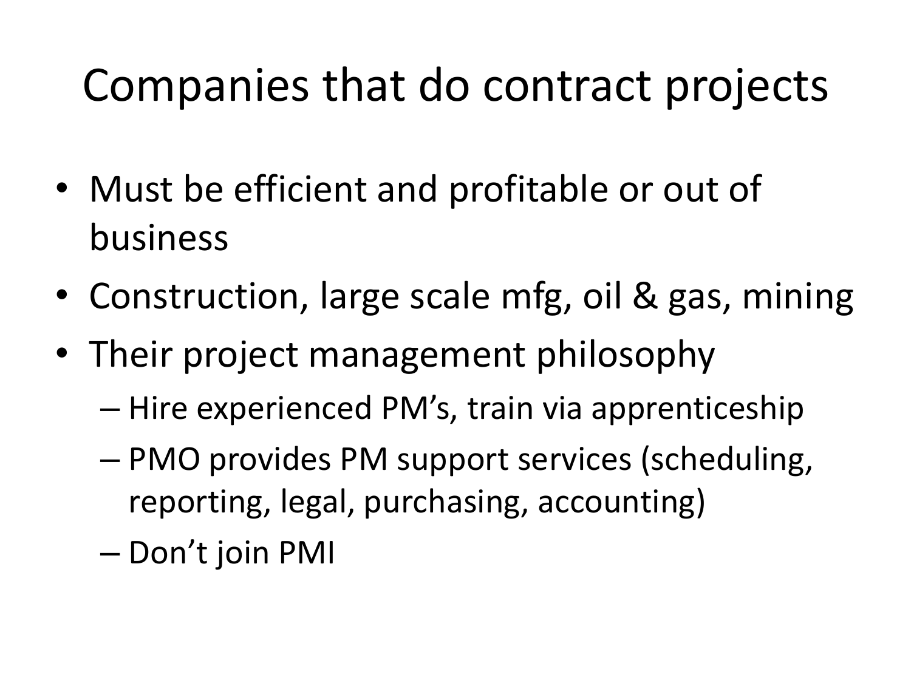# Companies that do contract projects

- Must be efficient and profitable or out of business
- Construction, large scale mfg, oil & gas, mining
- Their project management philosophy
  - Hire experienced PM's, train via apprenticeship
  - PMO provides PM support services (scheduling, reporting, legal, purchasing, accounting)
  - Don't join PMI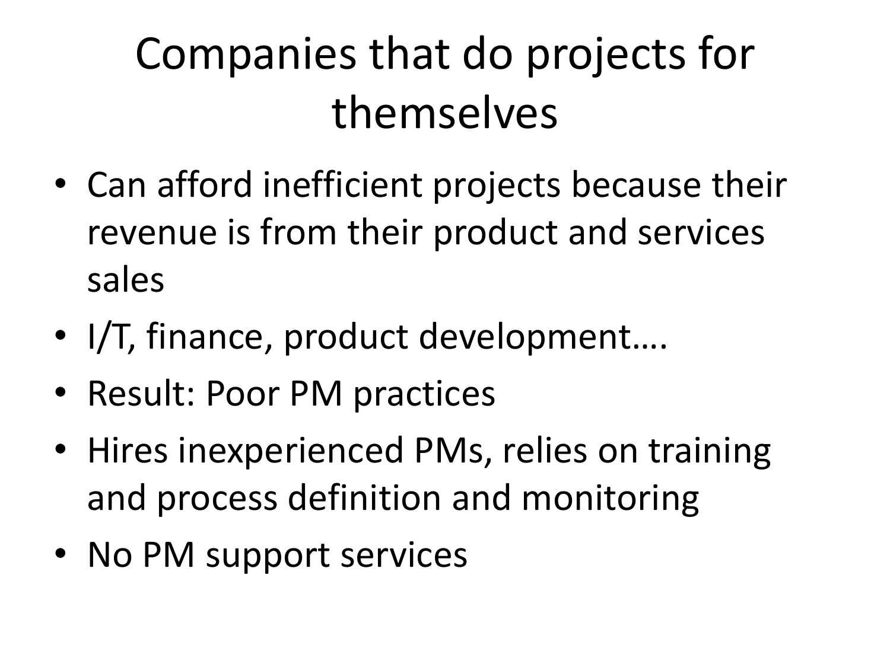# Companies that do projects for themselves

- Can afford inefficient projects because their revenue is from their product and services sales
- I/T, finance, product development….
- Result: Poor PM practices
- Hires inexperienced PMs, relies on training and process definition and monitoring
- No PM support services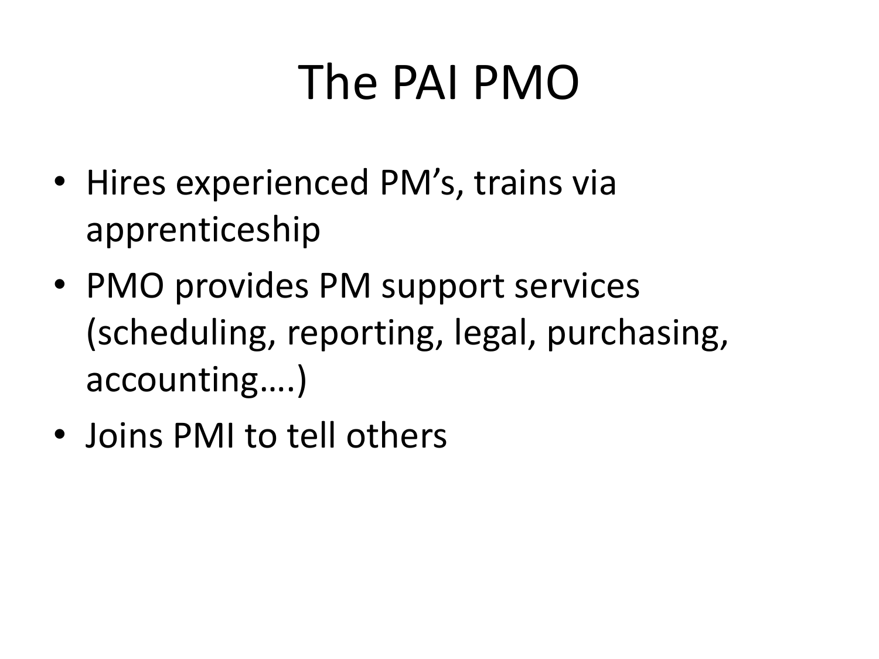# The PAI PMO

- Hires experienced PM's, trains via apprenticeship
- PMO provides PM support services (scheduling, reporting, legal, purchasing, accounting….)
- Joins PMI to tell others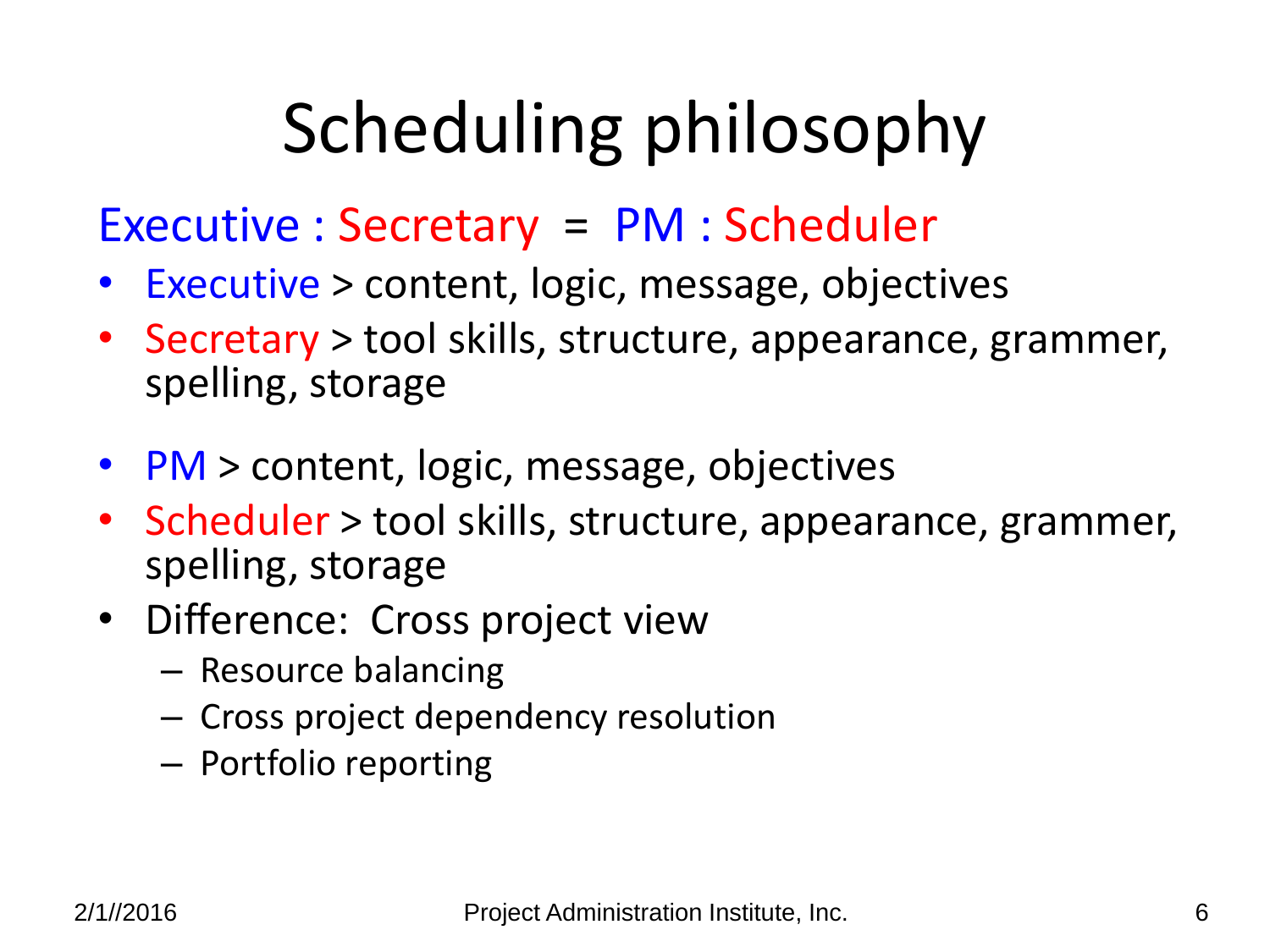# Scheduling philosophy

Executive : Secretary = PM : Scheduler

- Executive > content, logic, message, objectives
- Secretary > tool skills, structure, appearance, grammer, spelling, storage

- PM > content, logic, message, objectives
- Scheduler > tool skills, structure, appearance, grammer, spelling, storage
- Difference: Cross project view
  - Resource balancing
  - Cross project dependency resolution
  - Portfolio reporting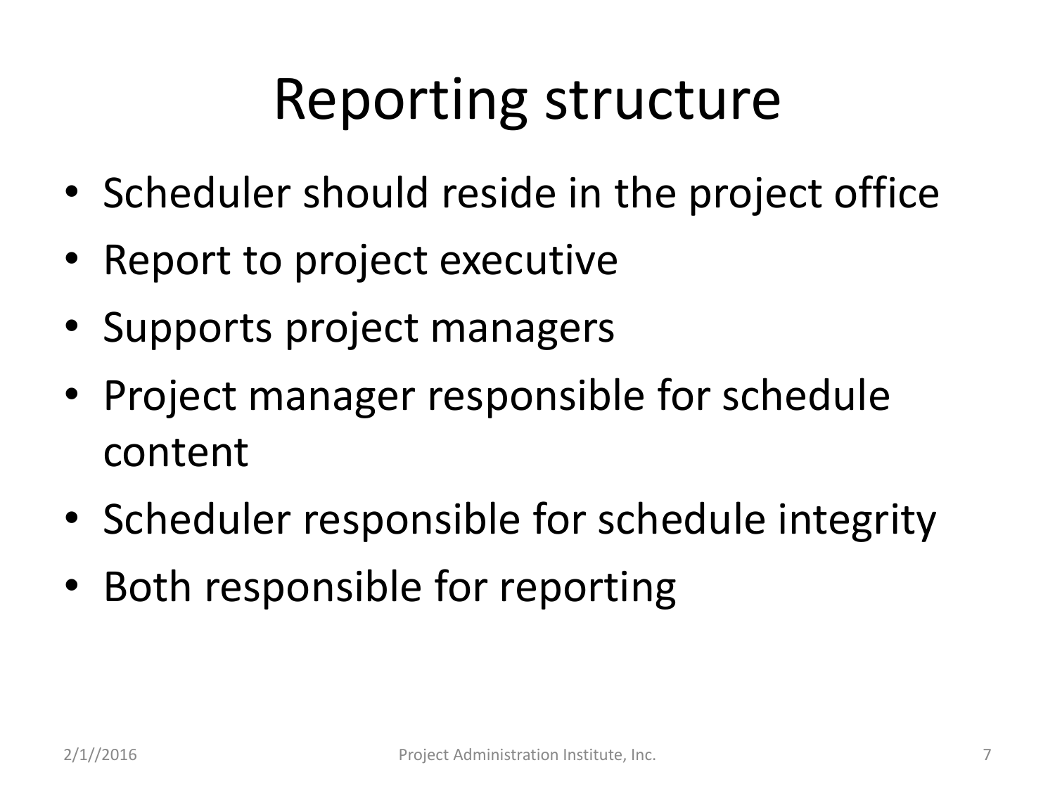# Reporting structure

- Scheduler should reside in the project office
- Report to project executive
- Supports project managers
- Project manager responsible for schedule content
- Scheduler responsible for schedule integrity
- Both responsible for reporting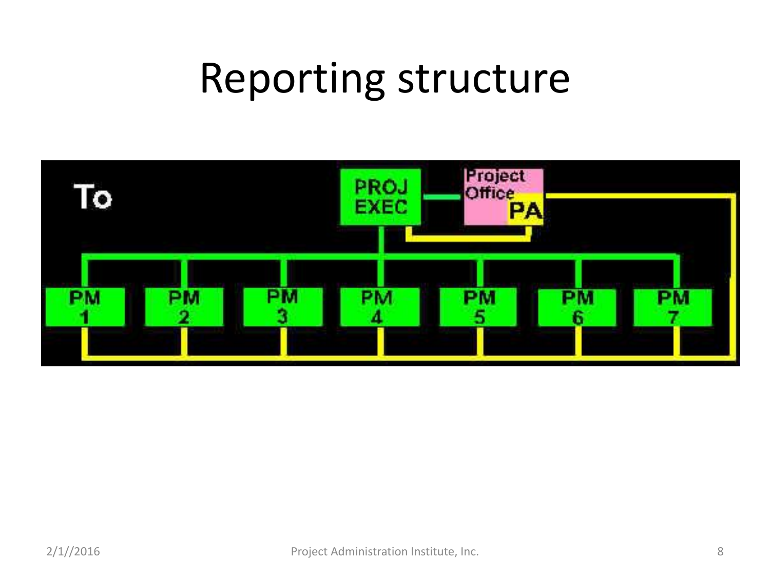# Reporting structure

To

PROJ EXEC

Project Office

PA

PM 1

PM 2

PM 3

PM 4

PM 5

PM 6

PM 7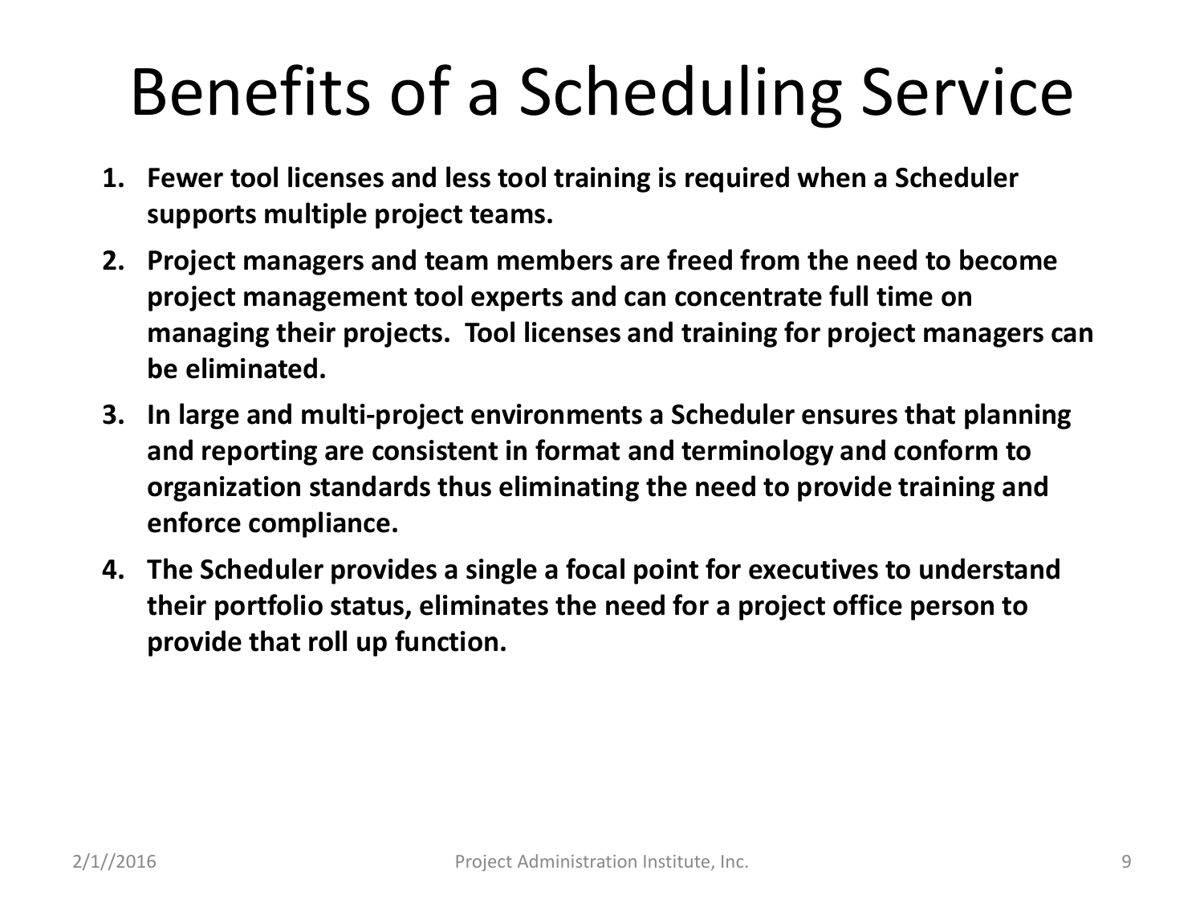# Benefits of a Scheduling Service

1. **Fewer tool licenses and less tool training is required when a Scheduler supports multiple project teams.**
2. **Project managers and team members are freed from the need to become project management tool experts and can concentrate full time on managing their projects. Tool licenses and training for project managers can be eliminated.**
3. **In large and multi-project environments a Scheduler ensures that planning and reporting are consistent in format and terminology and conform to organization standards thus eliminating the need to provide training and enforce compliance.**
4. **The Scheduler provides a single a focal point for executives to understand their portfolio status, eliminates the need for a project office person to provide that roll up function.**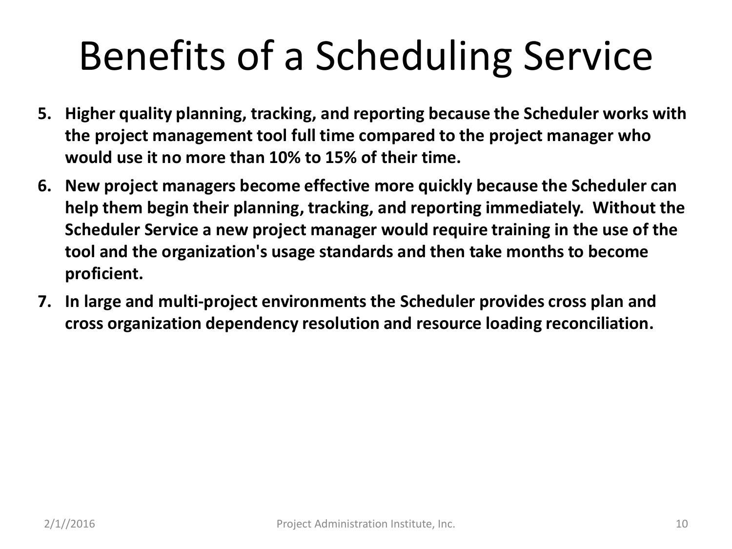# Benefits of a Scheduling Service

5. **Higher quality planning, tracking, and reporting because the Scheduler works with the project management tool full time compared to the project manager who would use it no more than 10% to 15% of their time.**
6. **New project managers become effective more quickly because the Scheduler can help them begin their planning, tracking, and reporting immediately. Without the Scheduler Service a new project manager would require training in the use of the tool and the organization's usage standards and then take months to become proficient.**
7. **In large and multi-project environments the Scheduler provides cross plan and cross organization dependency resolution and resource loading reconciliation.**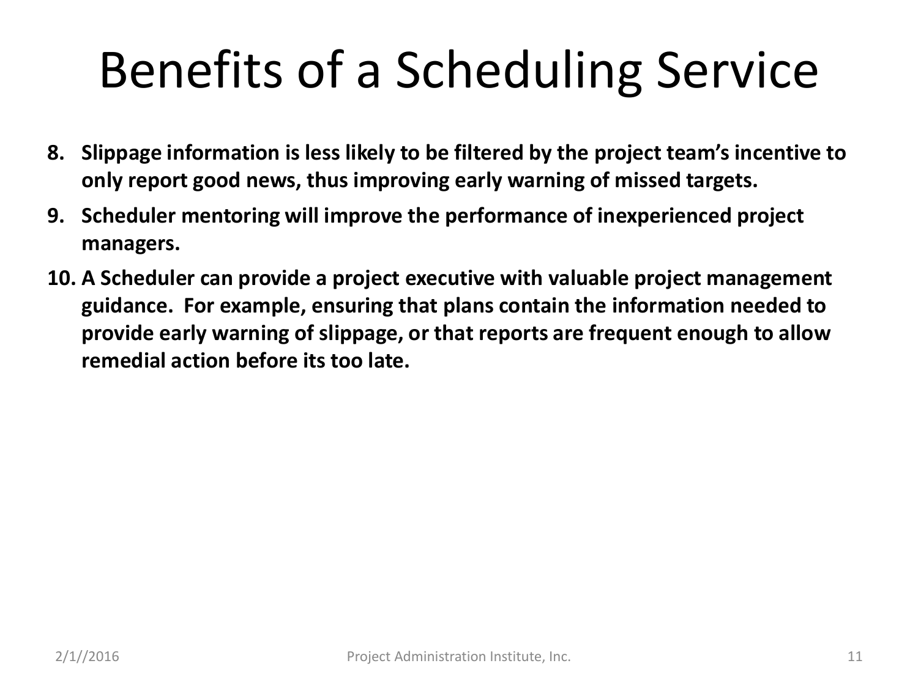# Benefits of a Scheduling Service

8. **Slippage information is less likely to be filtered by the project team's incentive to only report good news, thus improving early warning of missed targets.**
9. **Scheduler mentoring will improve the performance of inexperienced project managers.**
10. **A Scheduler can provide a project executive with valuable project management guidance. For example, ensuring that plans contain the information needed to provide early warning of slippage, or that reports are frequent enough to allow remedial action before its too late.**